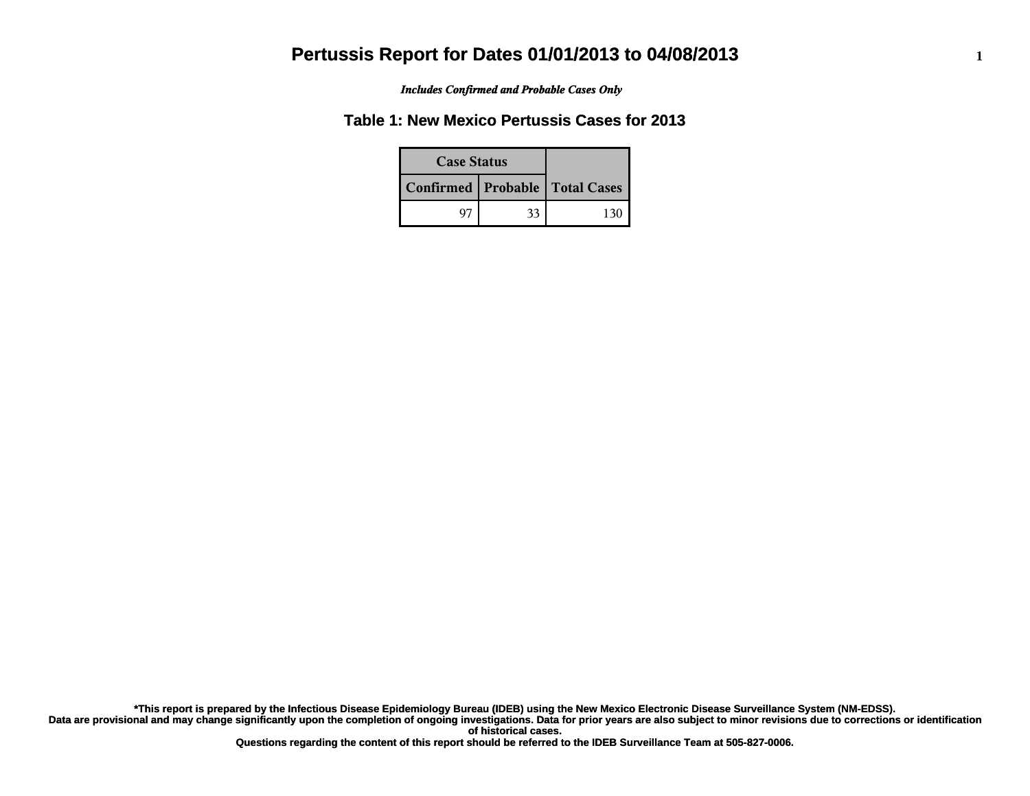# Pertussis Report for Dates 01/01/2013 to 04/08/2013

*Includes Confirmed and Probable Cases Only*

## Table 1: New Mexico Pertussis Cases for 2013

| Case Status | | |
|---|---|---|
| **Confirmed** | **Probable** | **Total Cases** |
| 97 | 33 | 130 |

**\*This report is prepared by the Infectious Disease Epidemiology Bureau (IDEB) using the New Mexico Electronic Disease Surveillance System (NM-EDSS).**
**Data are provisional and may change significantly upon the completion of ongoing investigations. Data for prior years are also subject to minor revisions due to corrections or identification of historical cases.**
**Questions regarding the content of this report should be referred to the IDEB Surveillance Team at 505-827-0006.**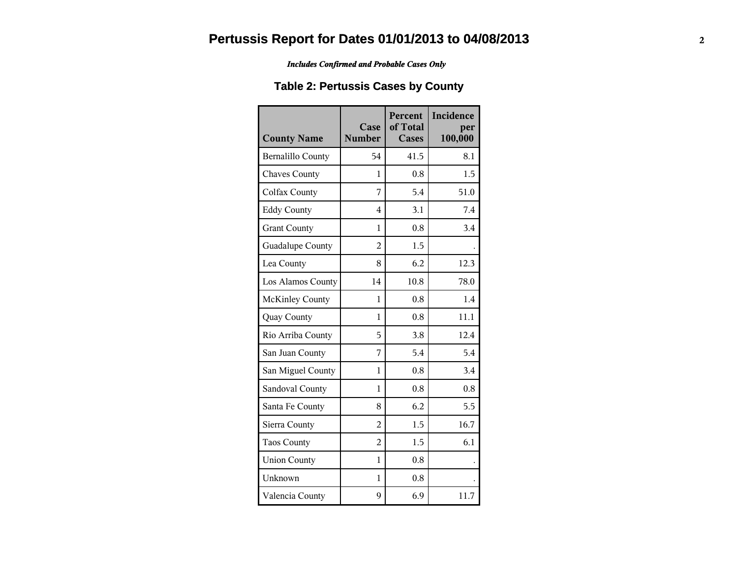# Pertussis Report for Dates 01/01/2013 to 04/08/2013

***Includes Confirmed and Probable Cases Only***

## Table 2: Pertussis Cases by County

| County Name | Case Number | Percent of Total Cases | Incidence per 100,000 |
|---|---|---|---|
| Bernalillo County | 54 | 41.5 | 8.1 |
| Chaves County | 1 | 0.8 | 1.5 |
| Colfax County | 7 | 5.4 | 51.0 |
| Eddy County | 4 | 3.1 | 7.4 |
| Grant County | 1 | 0.8 | 3.4 |
| Guadalupe County | 2 | 1.5 | . |
| Lea County | 8 | 6.2 | 12.3 |
| Los Alamos County | 14 | 10.8 | 78.0 |
| McKinley County | 1 | 0.8 | 1.4 |
| Quay County | 1 | 0.8 | 11.1 |
| Rio Arriba County | 5 | 3.8 | 12.4 |
| San Juan County | 7 | 5.4 | 5.4 |
| San Miguel County | 1 | 0.8 | 3.4 |
| Sandoval County | 1 | 0.8 | 0.8 |
| Santa Fe County | 8 | 6.2 | 5.5 |
| Sierra County | 2 | 1.5 | 16.7 |
| Taos County | 2 | 1.5 | 6.1 |
| Union County | 1 | 0.8 | . |
| Unknown | 1 | 0.8 | . |
| Valencia County | 9 | 6.9 | 11.7 |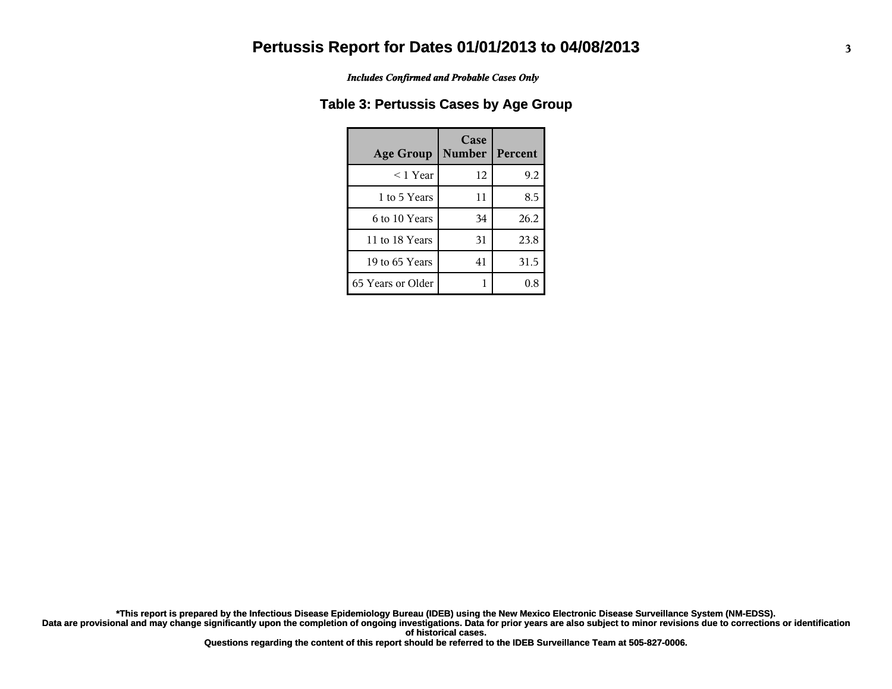# Pertussis Report for Dates 01/01/2013 to 04/08/2013

*Includes Confirmed and Probable Cases Only*

## Table 3: Pertussis Cases by Age Group

| Age Group | Case Number | Percent |
|---|---|---|
| < 1 Year | 12 | 9.2 |
| 1 to 5 Years | 11 | 8.5 |
| 6 to 10 Years | 34 | 26.2 |
| 11 to 18 Years | 31 | 23.8 |
| 19 to 65 Years | 41 | 31.5 |
| 65 Years or Older | 1 | 0.8 |

**\*This report is prepared by the Infectious Disease Epidemiology Bureau (IDEB) using the New Mexico Electronic Disease Surveillance System (NM-EDSS).**
**Data are provisional and may change significantly upon the completion of ongoing investigations. Data for prior years are also subject to minor revisions due to corrections or identification of historical cases.**
**Questions regarding the content of this report should be referred to the IDEB Surveillance Team at 505-827-0006.**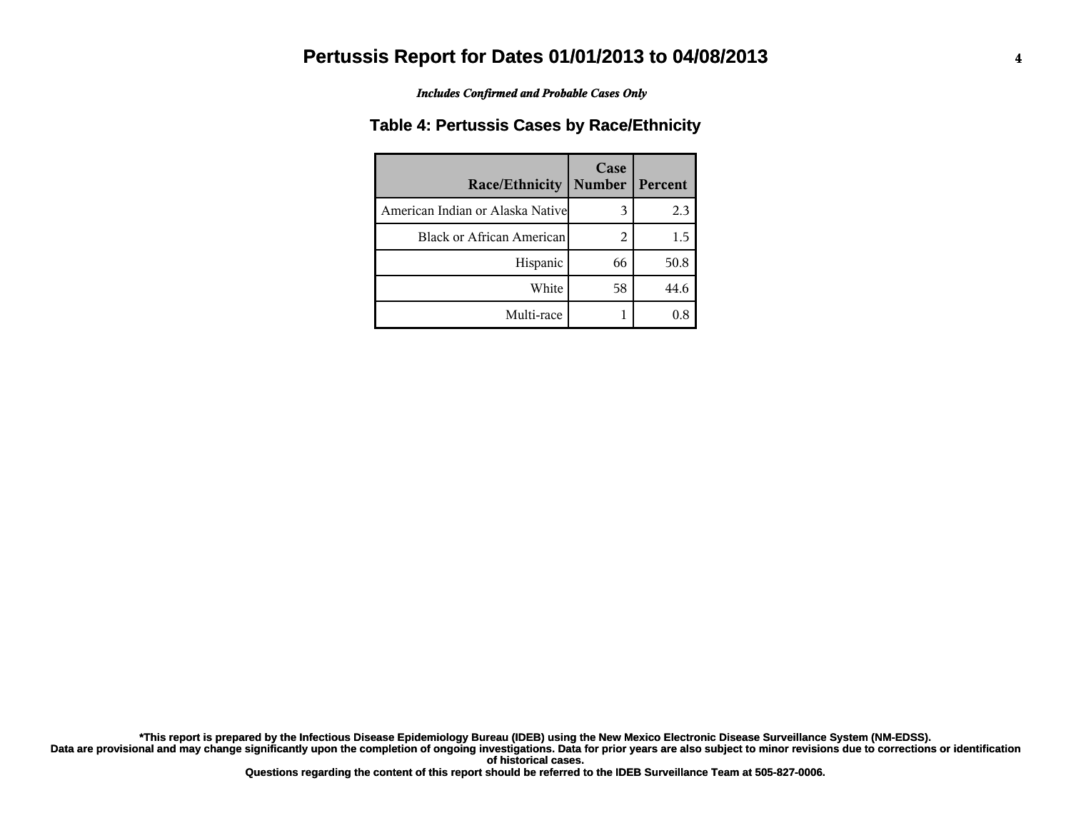# Pertussis Report for Dates 01/01/2013 to 04/08/2013

***Includes Confirmed and Probable Cases Only***

## Table 4: Pertussis Cases by Race/Ethnicity

| Race/Ethnicity | Case Number | Percent |
|---:|---:|---:|
| American Indian or Alaska Native | 3 | 2.3 |
| Black or African American | 2 | 1.5 |
| Hispanic | 66 | 50.8 |
| White | 58 | 44.6 |
| Multi-race | 1 | 0.8 |

**\*This report is prepared by the Infectious Disease Epidemiology Bureau (IDEB) using the New Mexico Electronic Disease Surveillance System (NM-EDSS).**
**Data are provisional and may change significantly upon the completion of ongoing investigations. Data for prior years are also subject to minor revisions due to corrections or identification of historical cases.**
**Questions regarding the content of this report should be referred to the IDEB Surveillance Team at 505-827-0006.**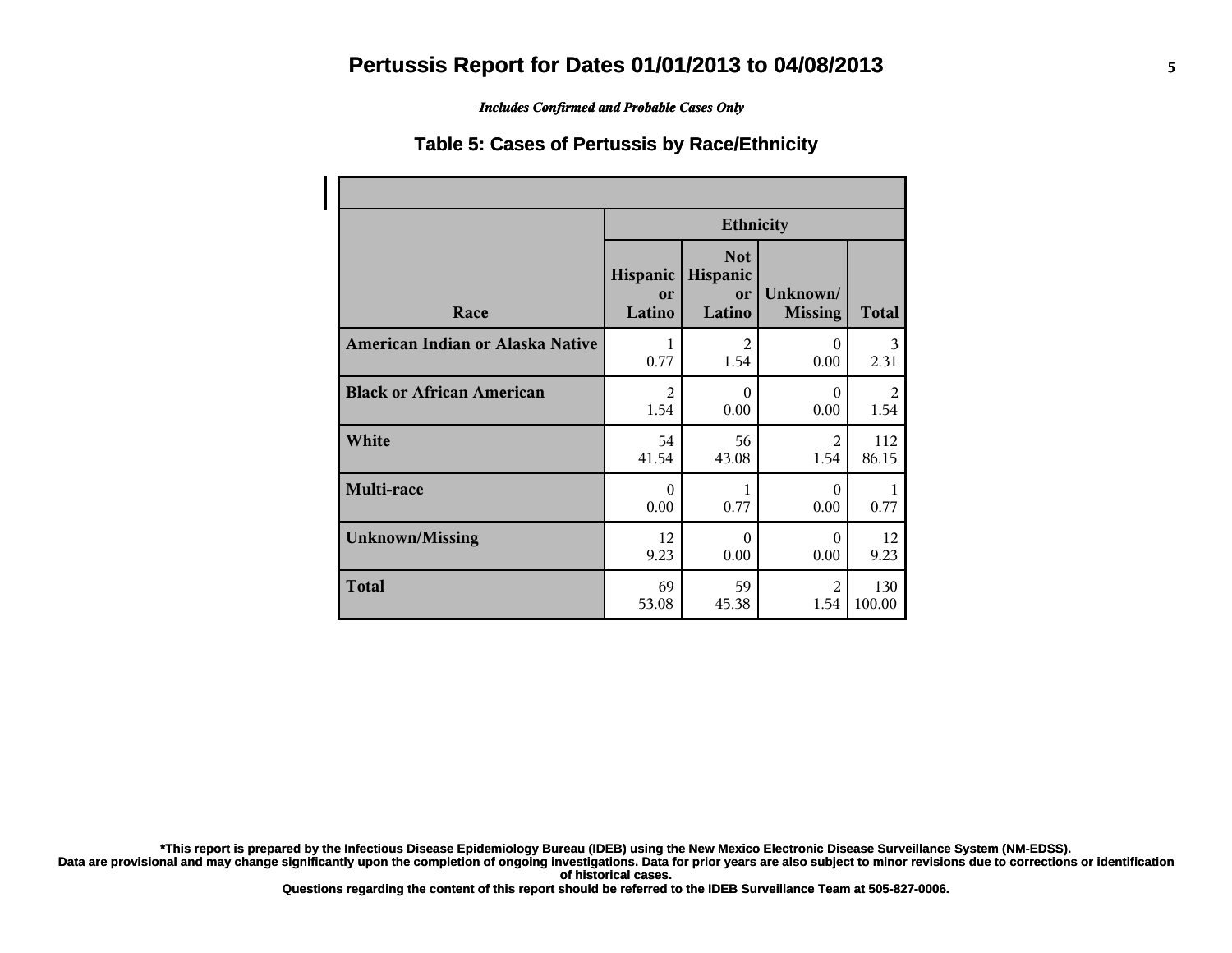# Pertussis Report for Dates 01/01/2013 to 04/08/2013

*Includes Confirmed and Probable Cases Only*

## Table 5: Cases of Pertussis by Race/Ethnicity

| Race | Ethnicity | | | |
|---|---|---|---|---|
| | Hispanic or Latino | Not Hispanic or Latino | Unknown/ Missing | Total |
| **American Indian or Alaska Native** | 1<br>0.77 | 2<br>1.54 | 0<br>0.00 | 3<br>2.31 |
| **Black or African American** | 2<br>1.54 | 0<br>0.00 | 0<br>0.00 | 2<br>1.54 |
| **White** | 54<br>41.54 | 56<br>43.08 | 2<br>1.54 | 112<br>86.15 |
| **Multi-race** | 0<br>0.00 | 1<br>0.77 | 0<br>0.00 | 1<br>0.77 |
| **Unknown/Missing** | 12<br>9.23 | 0<br>0.00 | 0<br>0.00 | 12<br>9.23 |
| **Total** | 69<br>53.08 | 59<br>45.38 | 2<br>1.54 | 130<br>100.00 |

**\*This report is prepared by the Infectious Disease Epidemiology Bureau (IDEB) using the New Mexico Electronic Disease Surveillance System (NM-EDSS).**
**Data are provisional and may change significantly upon the completion of ongoing investigations. Data for prior years are also subject to minor revisions due to corrections or identification of historical cases.**
**Questions regarding the content of this report should be referred to the IDEB Surveillance Team at 505-827-0006.**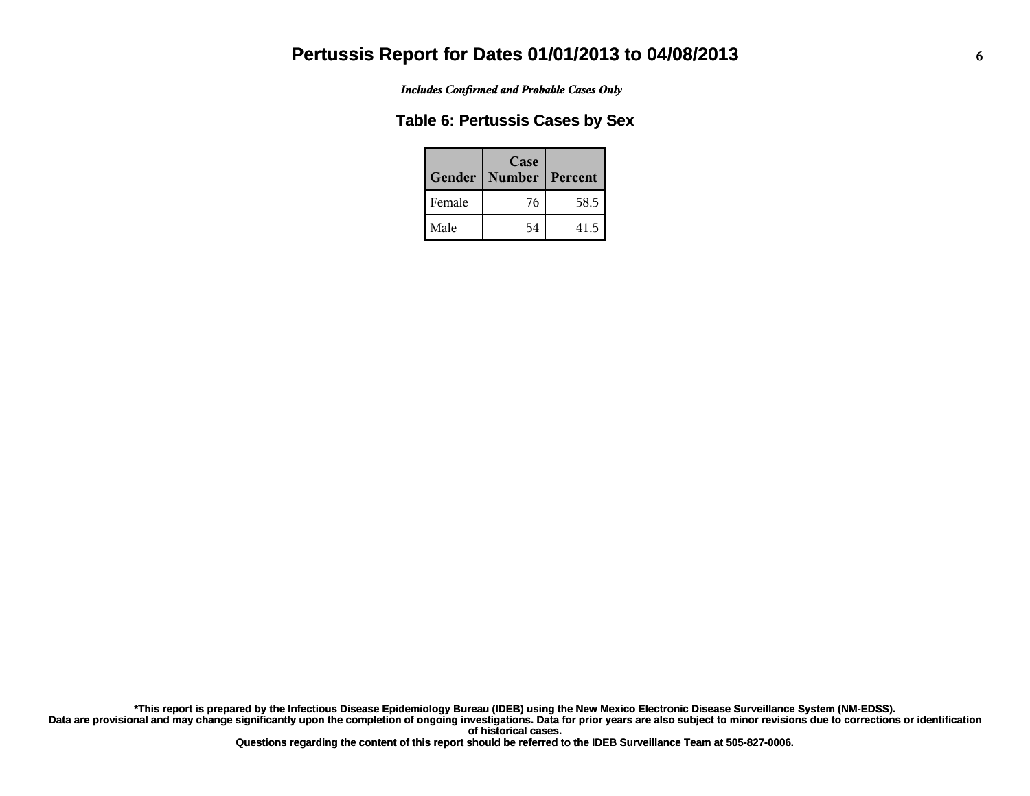# Pertussis Report for Dates 01/01/2013 to 04/08/2013

***Includes Confirmed and Probable Cases Only***

## Table 6: Pertussis Cases by Sex

| Gender | Case Number | Percent |
|---|---|---|
| Female | 76 | 58.5 |
| Male | 54 | 41.5 |

**\*This report is prepared by the Infectious Disease Epidemiology Bureau (IDEB) using the New Mexico Electronic Disease Surveillance System (NM-EDSS). Data are provisional and may change significantly upon the completion of ongoing investigations. Data for prior years are also subject to minor revisions due to corrections or identification of historical cases.**

**Questions regarding the content of this report should be referred to the IDEB Surveillance Team at 505-827-0006.**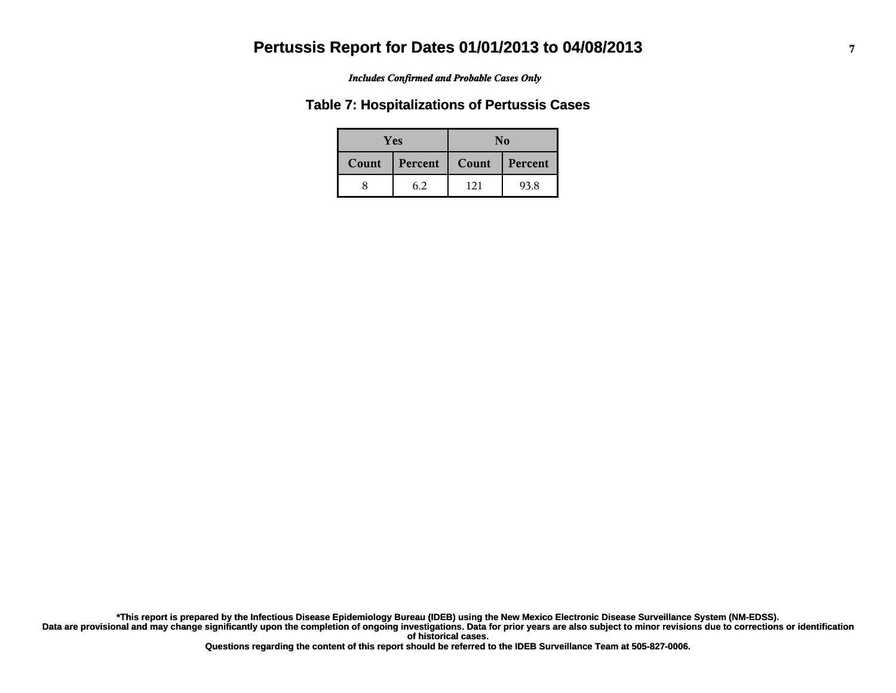# Pertussis Report for Dates 01/01/2013 to 04/08/2013

*Includes Confirmed and Probable Cases Only*

## Table 7: Hospitalizations of Pertussis Cases

| Yes | | No | |
|---|---|---|---|
| Count | Percent | Count | Percent |
| 8 | 6.2 | 121 | 93.8 |

**\*This report is prepared by the Infectious Disease Epidemiology Bureau (IDEB) using the New Mexico Electronic Disease Surveillance System (NM-EDSS).**
**Data are provisional and may change significantly upon the completion of ongoing investigations. Data for prior years are also subject to minor revisions due to corrections or identification of historical cases.**
**Questions regarding the content of this report should be referred to the IDEB Surveillance Team at 505-827-0006.**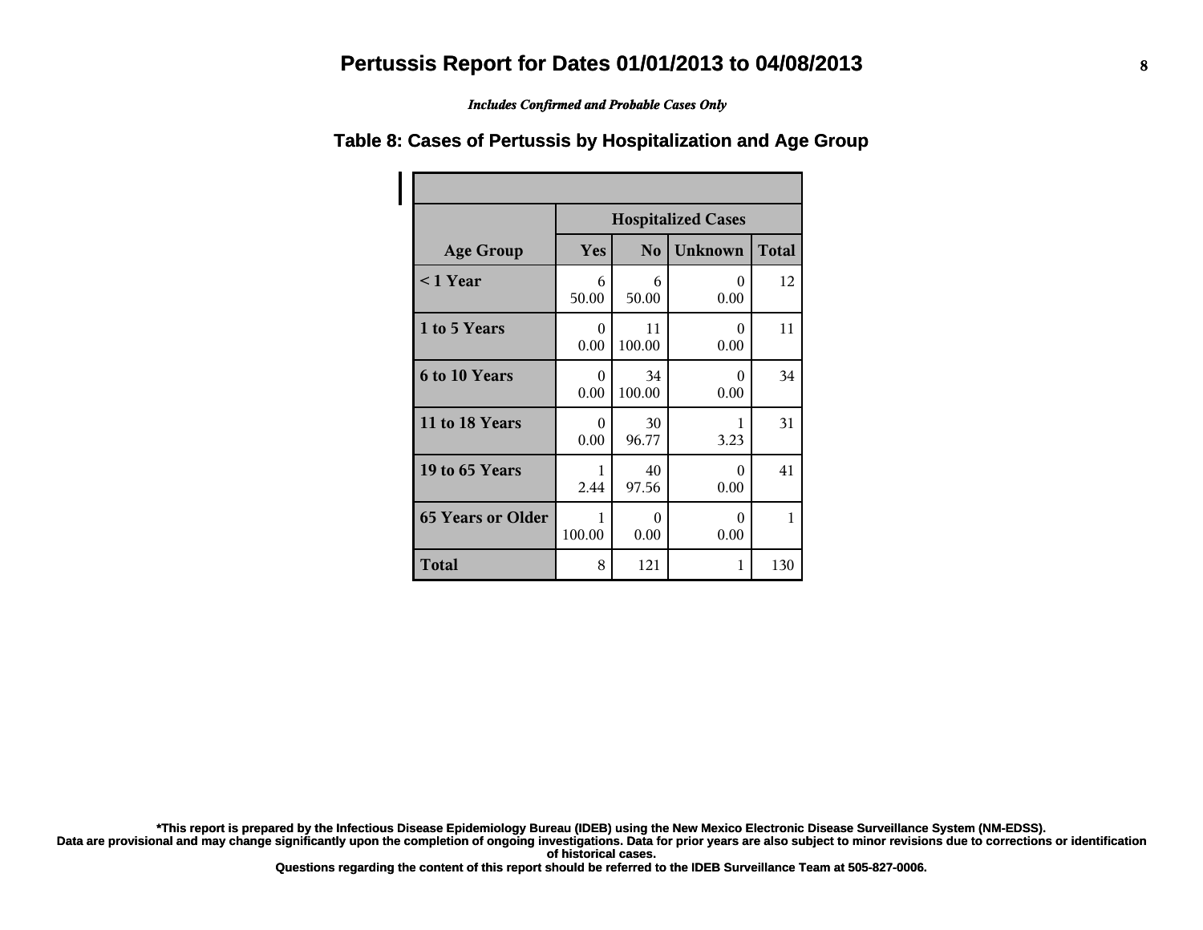# Pertussis Report for Dates 01/01/2013 to 04/08/2013

*Includes Confirmed and Probable Cases Only*

## Table 8: Cases of Pertussis by Hospitalization and Age Group

| | Hospitalized Cases | | | |
|---|---|---|---|---|
| **Age Group** | **Yes** | **No** | **Unknown** | **Total** |
| **< 1 Year** | 6<br>50.00 | 6<br>50.00 | 0<br>0.00 | 12 |
| **1 to 5 Years** | 0<br>0.00 | 11<br>100.00 | 0<br>0.00 | 11 |
| **6 to 10 Years** | 0<br>0.00 | 34<br>100.00 | 0<br>0.00 | 34 |
| **11 to 18 Years** | 0<br>0.00 | 30<br>96.77 | 1<br>3.23 | 31 |
| **19 to 65 Years** | 1<br>2.44 | 40<br>97.56 | 0<br>0.00 | 41 |
| **65 Years or Older** | 1<br>100.00 | 0<br>0.00 | 0<br>0.00 | 1 |
| **Total** | 8 | 121 | 1 | 130 |

**\*This report is prepared by the Infectious Disease Epidemiology Bureau (IDEB) using the New Mexico Electronic Disease Surveillance System (NM-EDSS).**
**Data are provisional and may change significantly upon the completion of ongoing investigations. Data for prior years are also subject to minor revisions due to corrections or identification of historical cases.**
**Questions regarding the content of this report should be referred to the IDEB Surveillance Team at 505-827-0006.**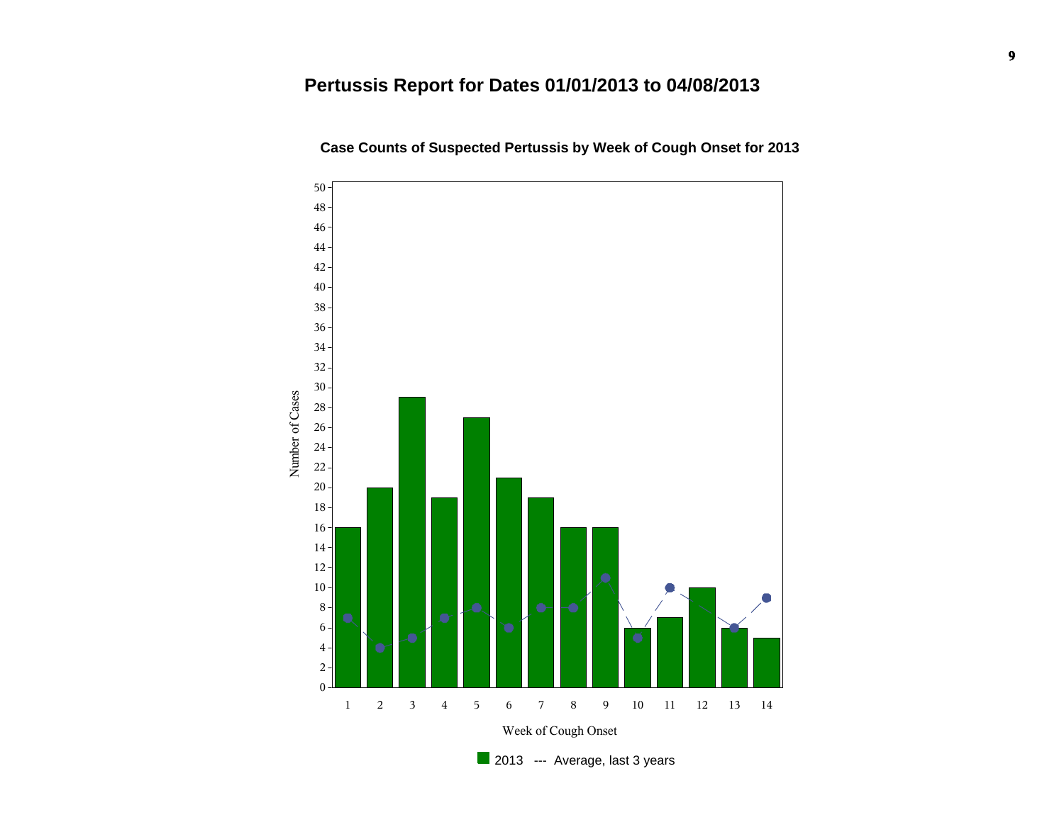# Pertussis Report for Dates 01/01/2013 to 04/08/2013

**Case Counts of Suspected Pertussis by Week of Cough Onset for 2013**

Number of Cases

0
2
4
6
8
10
12
14
16
18
20
22
24
26
28
30
32
34
36
38
40
42
44
46
48
50

1 2 3 4 5 6 7 8 9 10 11 12 13 14

Week of Cough Onset

2013 --- Average, last 3 years